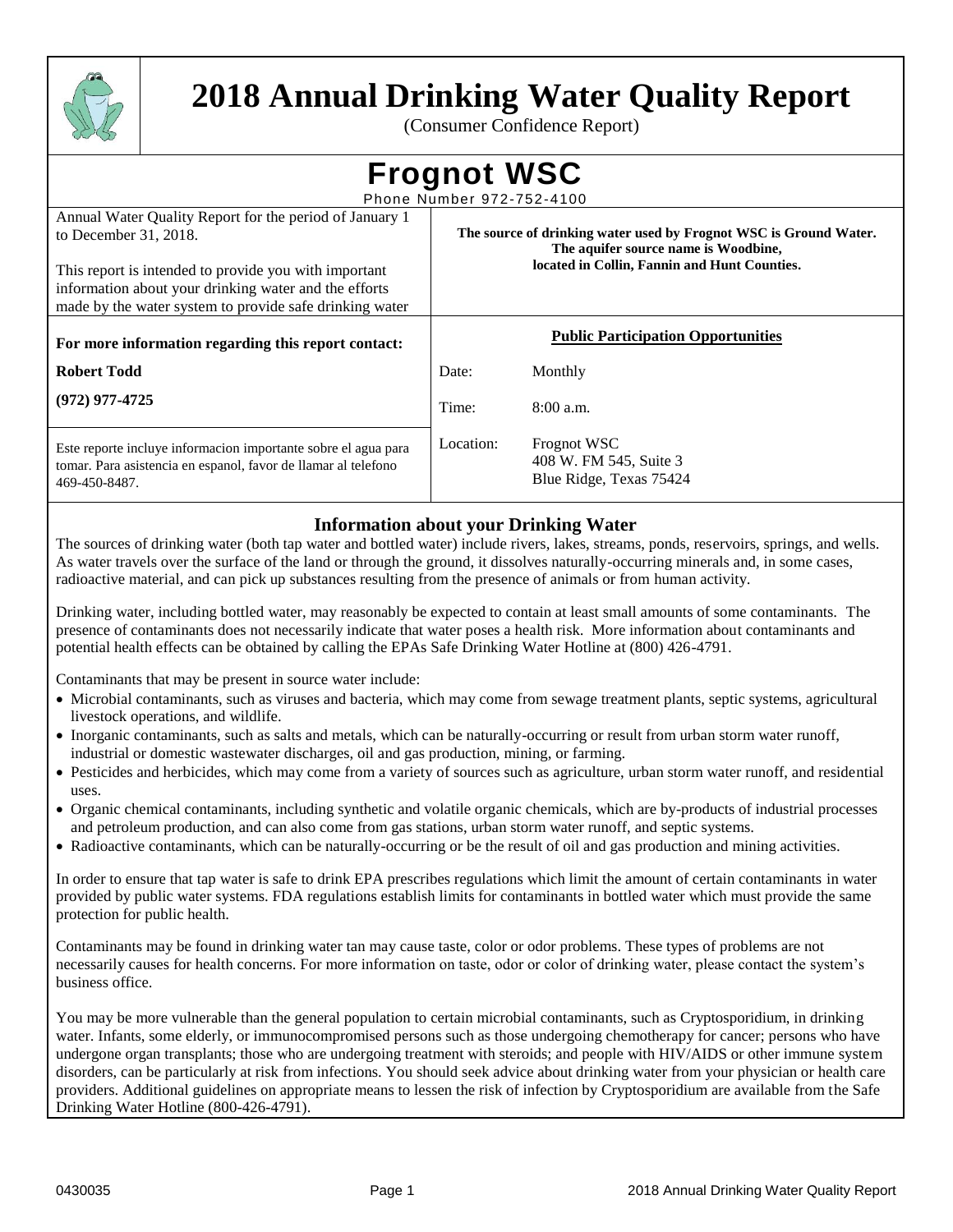# 2018 Annual Drinking Water Quality Report

(Consumer Confidence Report)

## Frognot WSC

Phone Number 972-752-4100

Annual Water Quality Report for the period of January 1 to December 31, 2018.

This report is intended to provide you with important information about your drinking water and the efforts made by the water system to provide safe drinking water

**The source of drinking water used by Frognot WSC is Ground Water. The aquifer source name is Woodbine, located in Collin, Fannin and Hunt Counties.**

**For more information regarding this report contact:**

**Robert Todd**

**(972) 977-4725**

Este reporte incluye informacion importante sobre el agua para tomar. Para asistencia en espanol, favor de llamar al telefono 469-450-8487.

**Public Participation Opportunities**

| | |
|---|---|
| Date: | Monthly |
| Time: | 8:00 a.m. |
| Location: | Frognot WSC<br>408 W. FM 545, Suite 3<br>Blue Ridge, Texas 75424 |

### Information about your Drinking Water

The sources of drinking water (both tap water and bottled water) include rivers, lakes, streams, ponds, reservoirs, springs, and wells. As water travels over the surface of the land or through the ground, it dissolves naturally-occurring minerals and, in some cases, radioactive material, and can pick up substances resulting from the presence of animals or from human activity.

Drinking water, including bottled water, may reasonably be expected to contain at least small amounts of some contaminants. The presence of contaminants does not necessarily indicate that water poses a health risk. More information about contaminants and potential health effects can be obtained by calling the EPAs Safe Drinking Water Hotline at (800) 426-4791.

Contaminants that may be present in source water include:

- Microbial contaminants, such as viruses and bacteria, which may come from sewage treatment plants, septic systems, agricultural livestock operations, and wildlife.
- Inorganic contaminants, such as salts and metals, which can be naturally-occurring or result from urban storm water runoff, industrial or domestic wastewater discharges, oil and gas production, mining, or farming.
- Pesticides and herbicides, which may come from a variety of sources such as agriculture, urban storm water runoff, and residential uses.
- Organic chemical contaminants, including synthetic and volatile organic chemicals, which are by-products of industrial processes and petroleum production, and can also come from gas stations, urban storm water runoff, and septic systems.
- Radioactive contaminants, which can be naturally-occurring or be the result of oil and gas production and mining activities.

In order to ensure that tap water is safe to drink EPA prescribes regulations which limit the amount of certain contaminants in water provided by public water systems. FDA regulations establish limits for contaminants in bottled water which must provide the same protection for public health.

Contaminants may be found in drinking water tan may cause taste, color or odor problems. These types of problems are not necessarily causes for health concerns. For more information on taste, odor or color of drinking water, please contact the system's business office.

You may be more vulnerable than the general population to certain microbial contaminants, such as Cryptosporidium, in drinking water. Infants, some elderly, or immunocompromised persons such as those undergoing chemotherapy for cancer; persons who have undergone organ transplants; those who are undergoing treatment with steroids; and people with HIV/AIDS or other immune system disorders, can be particularly at risk from infections. You should seek advice about drinking water from your physician or health care providers. Additional guidelines on appropriate means to lessen the risk of infection by Cryptosporidium are available from the Safe Drinking Water Hotline (800-426-4791).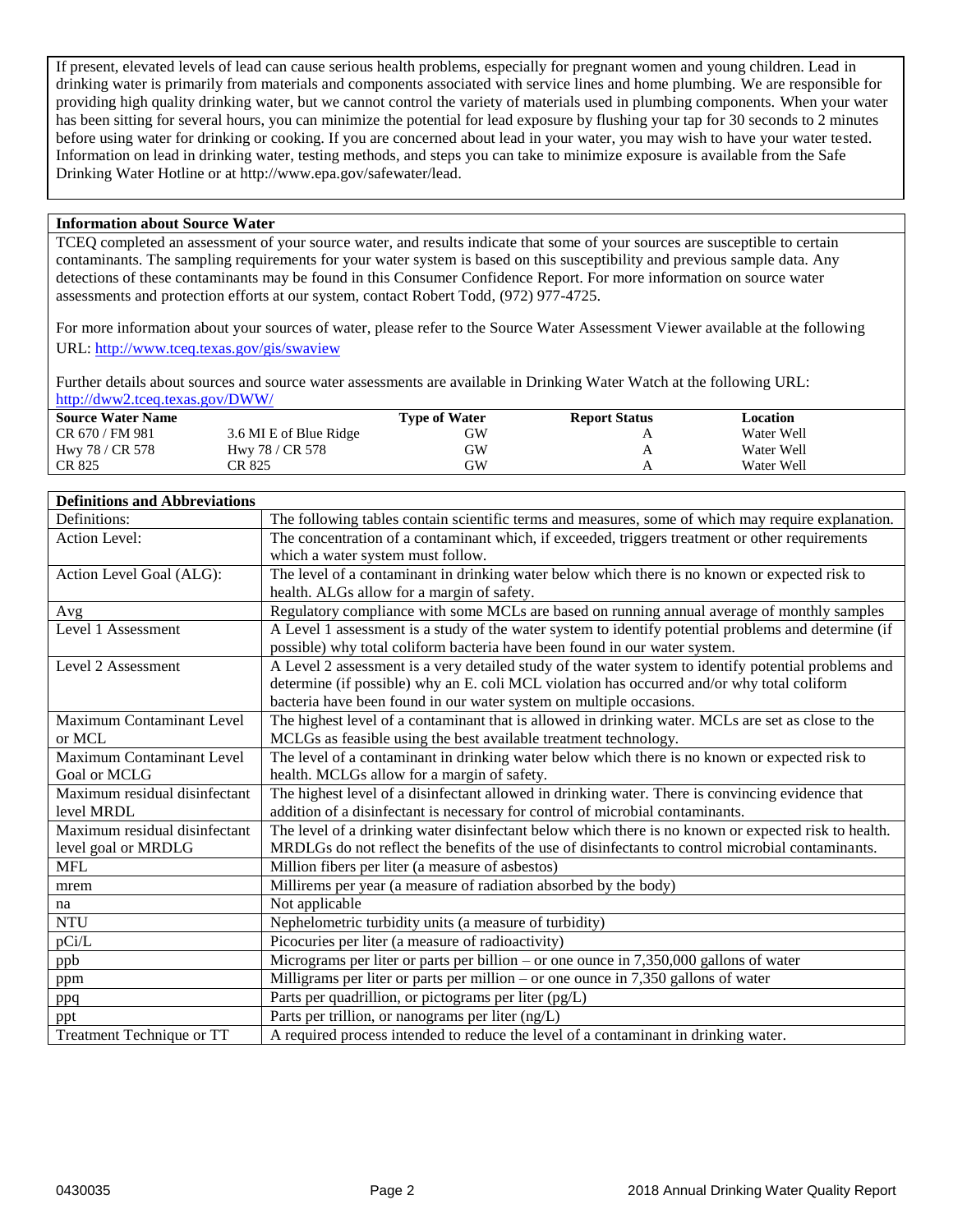If present, elevated levels of lead can cause serious health problems, especially for pregnant women and young children. Lead in drinking water is primarily from materials and components associated with service lines and home plumbing. We are responsible for providing high quality drinking water, but we cannot control the variety of materials used in plumbing components. When your water has been sitting for several hours, you can minimize the potential for lead exposure by flushing your tap for 30 seconds to 2 minutes before using water for drinking or cooking. If you are concerned about lead in your water, you may wish to have your water tested. Information on lead in drinking water, testing methods, and steps you can take to minimize exposure is available from the Safe Drinking Water Hotline or at http://www.epa.gov/safewater/lead.

## Information about Source Water

TCEQ completed an assessment of your source water, and results indicate that some of your sources are susceptible to certain contaminants. The sampling requirements for your water system is based on this susceptibility and previous sample data. Any detections of these contaminants may be found in this Consumer Confidence Report. For more information on source water assessments and protection efforts at our system, contact Robert Todd, (972) 977-4725.

For more information about your sources of water, please refer to the Source Water Assessment Viewer available at the following URL: http://www.tceq.texas.gov/gis/swaview

Further details about sources and source water assessments are available in Drinking Water Watch at the following URL: http://dww2.tceq.texas.gov/DWW/

| Source Water Name | | Type of Water | Report Status | Location |
|---|---|---|---|---|
| CR 670 / FM 981 | 3.6 MI E of Blue Ridge | GW | A | Water Well |
| Hwy 78 / CR 578 | Hwy 78 / CR 578 | GW | A | Water Well |
| CR 825 | CR 825 | GW | A | Water Well |

## Definitions and Abbreviations

| | |
|---|---|
| Definitions: | The following tables contain scientific terms and measures, some of which may require explanation. |
| Action Level: | The concentration of a contaminant which, if exceeded, triggers treatment or other requirements which a water system must follow. |
| Action Level Goal (ALG): | The level of a contaminant in drinking water below which there is no known or expected risk to health. ALGs allow for a margin of safety. |
| Avg | Regulatory compliance with some MCLs are based on running annual average of monthly samples |
| Level 1 Assessment | A Level 1 assessment is a study of the water system to identify potential problems and determine (if possible) why total coliform bacteria have been found in our water system. |
| Level 2 Assessment | A Level 2 assessment is a very detailed study of the water system to identify potential problems and determine (if possible) why an E. coli MCL violation has occurred and/or why total coliform bacteria have been found in our water system on multiple occasions. |
| Maximum Contaminant Level or MCL | The highest level of a contaminant that is allowed in drinking water. MCLs are set as close to the MCLGs as feasible using the best available treatment technology. |
| Maximum Contaminant Level Goal or MCLG | The level of a contaminant in drinking water below which there is no known or expected risk to health. MCLGs allow for a margin of safety. |
| Maximum residual disinfectant level MRDL | The highest level of a disinfectant allowed in drinking water. There is convincing evidence that addition of a disinfectant is necessary for control of microbial contaminants. |
| Maximum residual disinfectant level goal or MRDLG | The level of a drinking water disinfectant below which there is no known or expected risk to health. MRDLGs do not reflect the benefits of the use of disinfectants to control microbial contaminants. |
| MFL | Million fibers per liter (a measure of asbestos) |
| mrem | Millirems per year (a measure of radiation absorbed by the body) |
| na | Not applicable |
| NTU | Nephelometric turbidity units (a measure of turbidity) |
| pCi/L | Picocuries per liter (a measure of radioactivity) |
| ppb | Micrograms per liter or parts per billion – or one ounce in 7,350,000 gallons of water |
| ppm | Milligrams per liter or parts per million – or one ounce in 7,350 gallons of water |
| ppq | Parts per quadrillion, or pictograms per liter (pg/L) |
| ppt | Parts per trillion, or nanograms per liter (ng/L) |
| Treatment Technique or TT | A required process intended to reduce the level of a contaminant in drinking water. |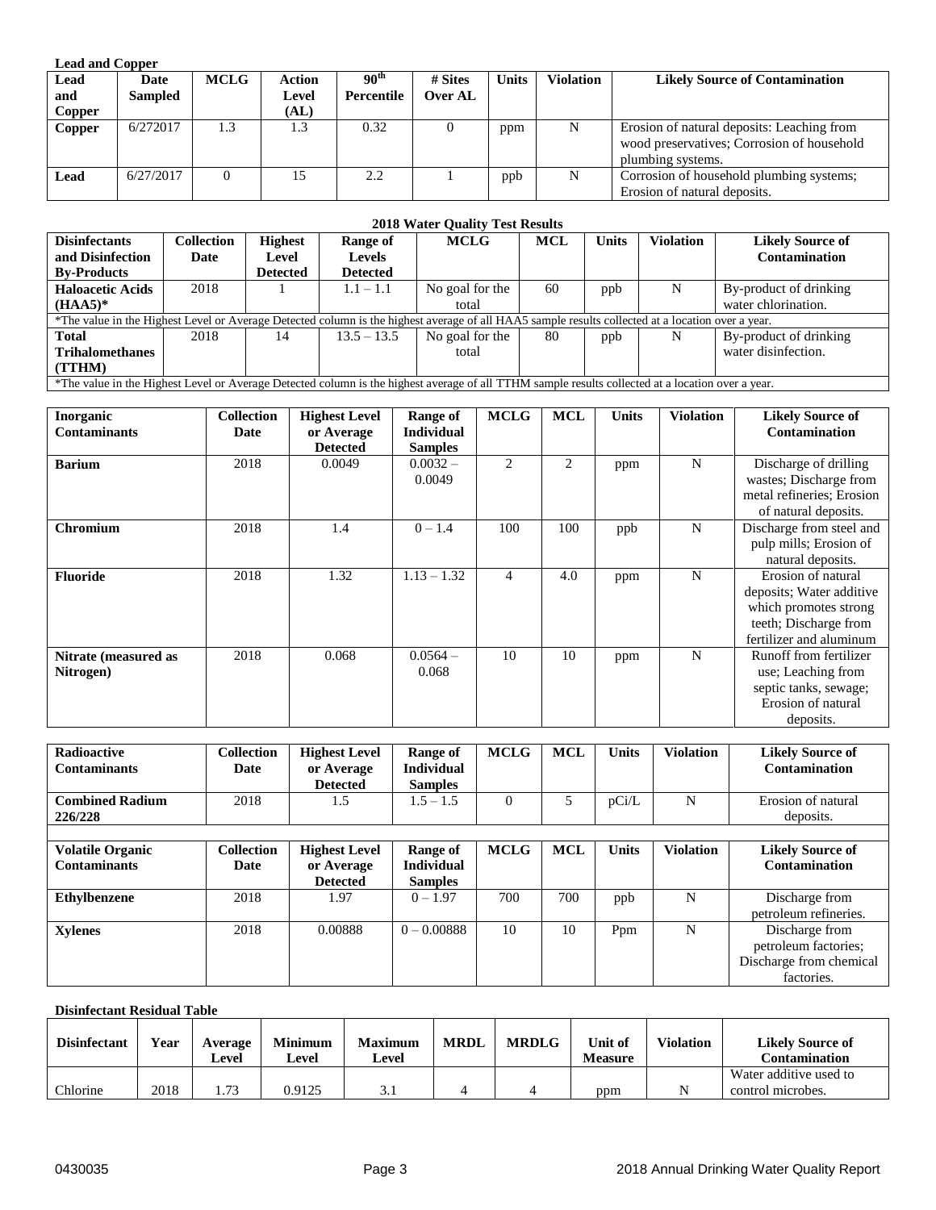**Lead and Copper**

| Lead and Copper | Date Sampled | MCLG | Action Level (AL) | 90th Percentile | # Sites Over AL | Units | Violation | Likely Source of Contamination |
|---|---|---|---|---|---|---|---|---|
| **Copper** | 6/272017 | 1.3 | 1.3 | 0.32 | 0 | ppm | N | Erosion of natural deposits: Leaching from wood preservatives; Corrosion of household plumbing systems. |
| **Lead** | 6/27/2017 | 0 | 15 | 2.2 | 1 | ppb | N | Corrosion of household plumbing systems; Erosion of natural deposits. |

**2018 Water Quality Test Results**

| Disinfectants and Disinfection By-Products | Collection Date | Highest Level Detected | Range of Levels Detected | MCLG | MCL | Units | Violation | Likely Source of Contamination |
|---|---|---|---|---|---|---|---|---|
| **Haloacetic Acids (HAA5)*** | 2018 | 1 | 1.1 – 1.1 | No goal for the total | 60 | ppb | N | By-product of drinking water chlorination. |
| *The value in the Highest Level or Average Detected column is the highest average of all HAA5 sample results collected at a location over a year. | | | | | | | | |
| **Total Trihalomethanes (TTHM)** | 2018 | 14 | 13.5 – 13.5 | No goal for the total | 80 | ppb | N | By-product of drinking water disinfection. |
| *The value in the Highest Level or Average Detected column is the highest average of all TTHM sample results collected at a location over a year. | | | | | | | | |

| Inorganic Contaminants | Collection Date | Highest Level or Average Detected | Range of Individual Samples | MCLG | MCL | Units | Violation | Likely Source of Contamination |
|---|---|---|---|---|---|---|---|---|
| **Barium** | 2018 | 0.0049 | 0.0032 – 0.0049 | 2 | 2 | ppm | N | Discharge of drilling wastes; Discharge from metal refineries; Erosion of natural deposits. |
| **Chromium** | 2018 | 1.4 | 0 – 1.4 | 100 | 100 | ppb | N | Discharge from steel and pulp mills; Erosion of natural deposits. |
| **Fluoride** | 2018 | 1.32 | 1.13 – 1.32 | 4 | 4.0 | ppm | N | Erosion of natural deposits; Water additive which promotes strong teeth; Discharge from fertilizer and aluminum |
| **Nitrate (measured as Nitrogen)** | 2018 | 0.068 | 0.0564 – 0.068 | 10 | 10 | ppm | N | Runoff from fertilizer use; Leaching from septic tanks, sewage; Erosion of natural deposits. |

| Radioactive Contaminants | Collection Date | Highest Level or Average Detected | Range of Individual Samples | MCLG | MCL | Units | Violation | Likely Source of Contamination |
|---|---|---|---|---|---|---|---|---|
| **Combined Radium 226/228** | 2018 | 1.5 | 1.5 – 1.5 | 0 | 5 | pCi/L | N | Erosion of natural deposits. |

| Volatile Organic Contaminants | Collection Date | Highest Level or Average Detected | Range of Individual Samples | MCLG | MCL | Units | Violation | Likely Source of Contamination |
|---|---|---|---|---|---|---|---|---|
| **Ethylbenzene** | 2018 | 1.97 | 0 – 1.97 | 700 | 700 | ppb | N | Discharge from petroleum refineries. |
| **Xylenes** | 2018 | 0.00888 | 0 – 0.00888 | 10 | 10 | Ppm | N | Discharge from petroleum factories; Discharge from chemical factories. |

**Disinfectant Residual Table**

| Disinfectant | Year | Average Level | Minimum Level | Maximum Level | MRDL | MRDLG | Unit of Measure | Violation | Likely Source of Contamination |
|---|---|---|---|---|---|---|---|---|---|
| Chlorine | 2018 | 1.73 | 0.9125 | 3.1 | 4 | 4 | ppm | N | Water additive used to control microbes. |